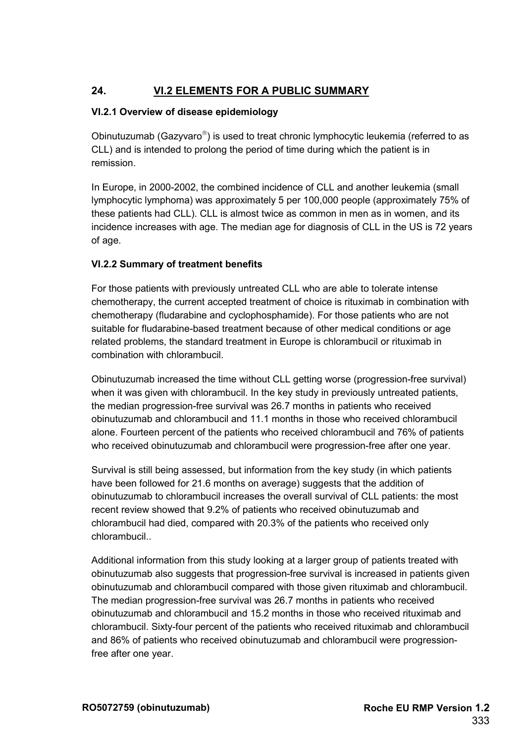## 24. VI.2 ELEMENTS FOR A PUBLIC SUMMARY

### VI.2.1 Overview of disease epidemiology

Obinutuzumab (Gazyvaro®) is used to treat chronic lymphocytic leukemia (referred to as CLL) and is intended to prolong the period of time during which the patient is in remission.

In Europe, in 2000-2002, the combined incidence of CLL and another leukemia (small lymphocytic lymphoma) was approximately 5 per 100,000 people (approximately 75% of these patients had CLL). CLL is almost twice as common in men as in women, and its incidence increases with age. The median age for diagnosis of CLL in the US is 72 years of age.

### VI.2.2 Summary of treatment benefits

For those patients with previously untreated CLL who are able to tolerate intense chemotherapy, the current accepted treatment of choice is rituximab in combination with chemotherapy (fludarabine and cyclophosphamide). For those patients who are not suitable for fludarabine-based treatment because of other medical conditions or age related problems, the standard treatment in Europe is chlorambucil or rituximab in combination with chlorambucil.

Obinutuzumab increased the time without CLL getting worse (progression-free survival) when it was given with chlorambucil. In the key study in previously untreated patients, the median progression-free survival was 26.7 months in patients who received obinutuzumab and chlorambucil and 11.1 months in those who received chlorambucil alone. Fourteen percent of the patients who received chlorambucil and 76% of patients who received obinutuzumab and chlorambucil were progression-free after one year.

Survival is still being assessed, but information from the key study (in which patients have been followed for 21.6 months on average) suggests that the addition of obinutuzumab to chlorambucil increases the overall survival of CLL patients: the most recent review showed that 9.2% of patients who received obinutuzumab and chlorambucil had died, compared with 20.3% of the patients who received only chlorambucil..

Additional information from this study looking at a larger group of patients treated with obinutuzumab also suggests that progression-free survival is increased in patients given obinutuzumab and chlorambucil compared with those given rituximab and chlorambucil. The median progression-free survival was 26.7 months in patients who received obinutuzumab and chlorambucil and 15.2 months in those who received rituximab and chlorambucil. Sixty-four percent of the patients who received rituximab and chlorambucil and 86% of patients who received obinutuzumab and chlorambucil were progression-free after one year.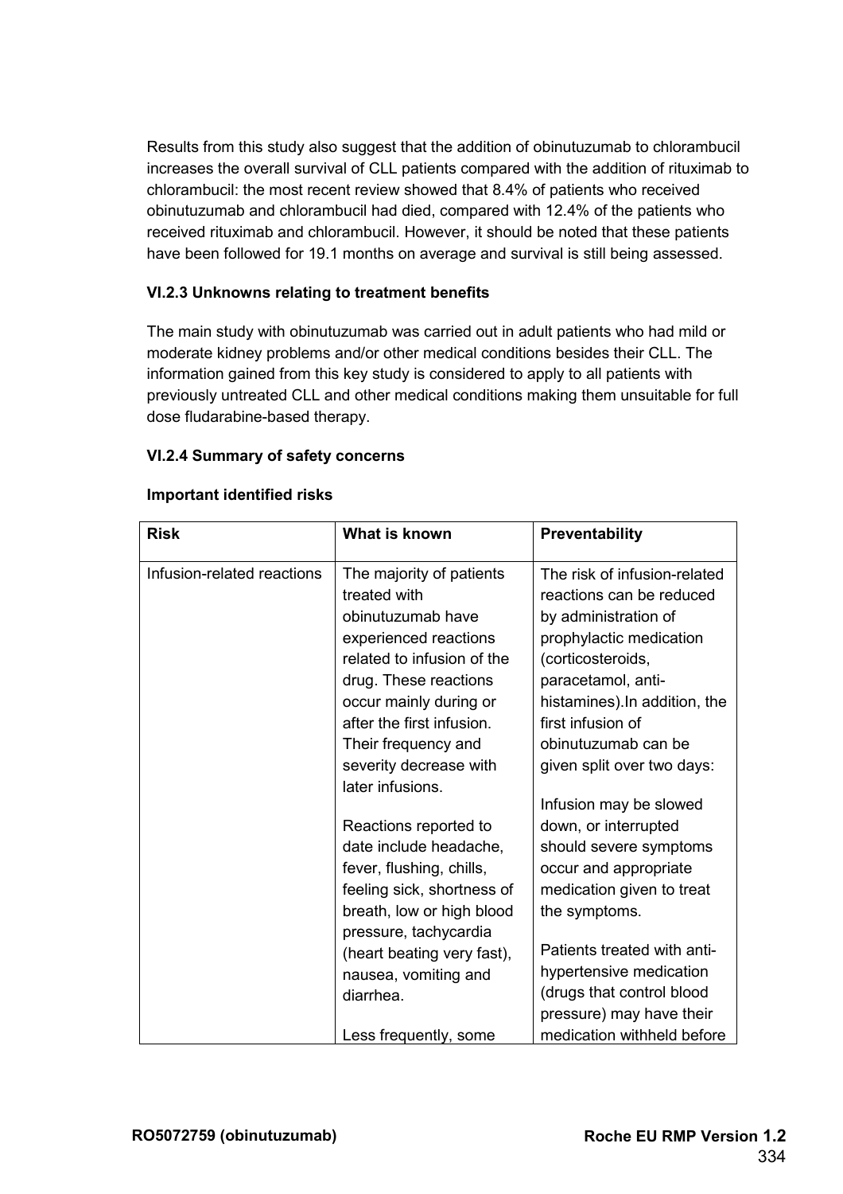Results from this study also suggest that the addition of obinutuzumab to chlorambucil increases the overall survival of CLL patients compared with the addition of rituximab to chlorambucil: the most recent review showed that 8.4% of patients who received obinutuzumab and chlorambucil had died, compared with 12.4% of the patients who received rituximab and chlorambucil. However, it should be noted that these patients have been followed for 19.1 months on average and survival is still being assessed.

### VI.2.3 Unknowns relating to treatment benefits

The main study with obinutuzumab was carried out in adult patients who had mild or moderate kidney problems and/or other medical conditions besides their CLL. The information gained from this key study is considered to apply to all patients with previously untreated CLL and other medical conditions making them unsuitable for full dose fludarabine-based therapy.

### VI.2.4 Summary of safety concerns

**Important identified risks**

| Risk | What is known | Preventability |
|---|---|---|
| Infusion-related reactions | The majority of patients treated with obinutuzumab have experienced reactions related to infusion of the drug. These reactions occur mainly during or after the first infusion. Their frequency and severity decrease with later infusions.<br><br>Reactions reported to date include headache, fever, flushing, chills, feeling sick, shortness of breath, low or high blood pressure, tachycardia (heart beating very fast), nausea, vomiting and diarrhea.<br><br>Less frequently, some | The risk of infusion-related reactions can be reduced by administration of prophylactic medication (corticosteroids, paracetamol, anti-histamines).In addition, the first infusion of obinutuzumab can be given split over two days:<br><br>Infusion may be slowed down, or interrupted should severe symptoms occur and appropriate medication given to treat the symptoms.<br><br>Patients treated with anti-hypertensive medication (drugs that control blood pressure) may have their medication withheld before |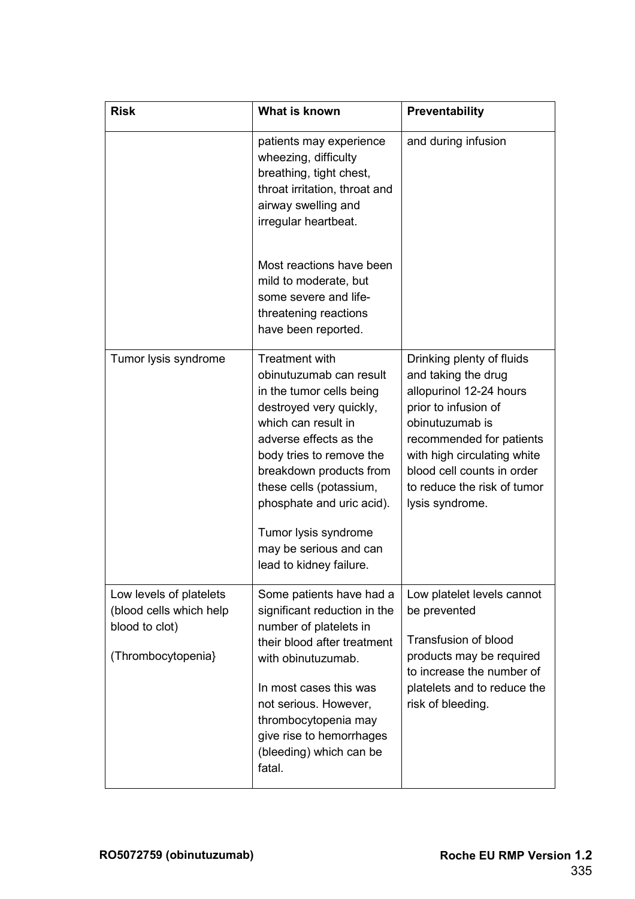| Risk | What is known | Preventability |
|---|---|---|
| | patients may experience wheezing, difficulty breathing, tight chest, throat irritation, throat and airway swelling and irregular heartbeat.<br><br>Most reactions have been mild to moderate, but some severe and life-threatening reactions have been reported. | and during infusion |
| Tumor lysis syndrome | Treatment with obinutuzumab can result in the tumor cells being destroyed very quickly, which can result in adverse effects as the body tries to remove the breakdown products from these cells (potassium, phosphate and uric acid).<br><br>Tumor lysis syndrome may be serious and can lead to kidney failure. | Drinking plenty of fluids and taking the drug allopurinol 12-24 hours prior to infusion of obinutuzumab is recommended for patients with high circulating white blood cell counts in order to reduce the risk of tumor lysis syndrome. |
| Low levels of platelets (blood cells which help blood to clot)<br><br>(Thrombocytopenia} | Some patients have had a significant reduction in the number of platelets in their blood after treatment with obinutuzumab.<br><br>In most cases this was not serious. However, thrombocytopenia may give rise to hemorrhages (bleeding) which can be fatal. | Low platelet levels cannot be prevented<br><br>Transfusion of blood products may be required to increase the number of platelets and to reduce the risk of bleeding. |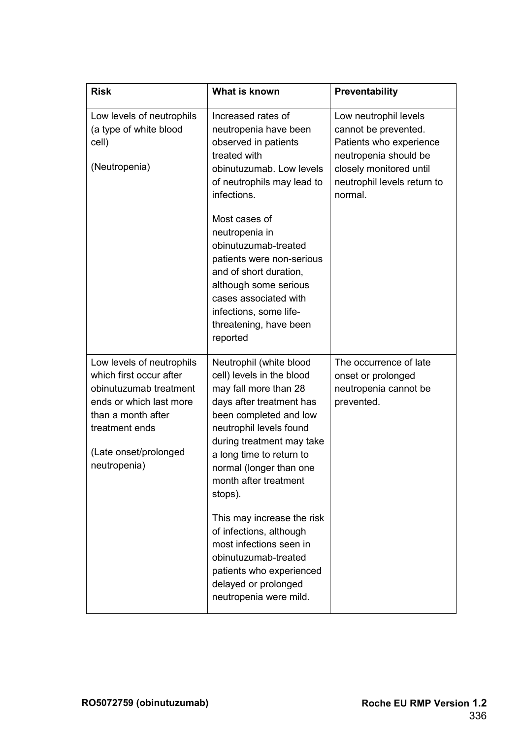| Risk | What is known | Preventability |
|---|---|---|
| Low levels of neutrophils (a type of white blood cell)<br><br>(Neutropenia) | Increased rates of neutropenia have been observed in patients treated with obinutuzumab. Low levels of neutrophils may lead to infections.<br><br>Most cases of neutropenia in obinutuzumab-treated patients were non-serious and of short duration, although some serious cases associated with infections, some life-threatening, have been reported | Low neutrophil levels cannot be prevented. Patients who experience neutropenia should be closely monitored until neutrophil levels return to normal. |
| Low levels of neutrophils which first occur after obinutuzumab treatment ends or which last more than a month after treatment ends<br><br>(Late onset/prolonged neutropenia) | Neutrophil (white blood cell) levels in the blood may fall more than 28 days after treatment has been completed and low neutrophil levels found during treatment may take a long time to return to normal (longer than one month after treatment stops).<br><br>This may increase the risk of infections, although most infections seen in obinutuzumab-treated patients who experienced delayed or prolonged neutropenia were mild. | The occurrence of late onset or prolonged neutropenia cannot be prevented. |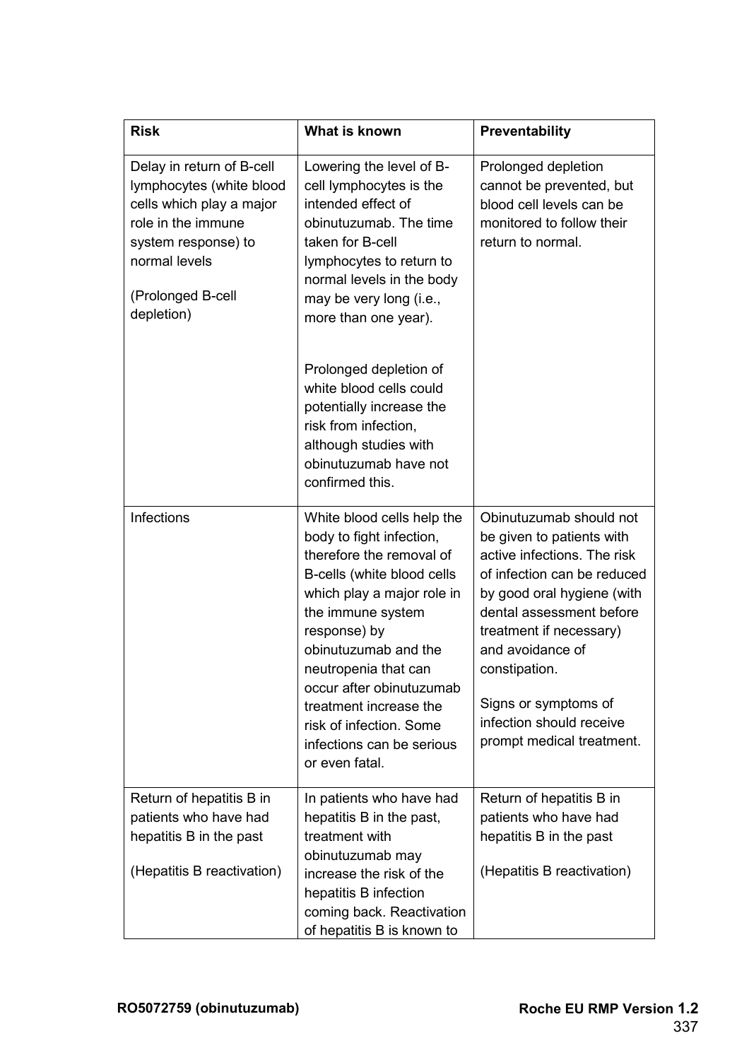| Risk | What is known | Preventability |
|---|---|---|
| Delay in return of B-cell lymphocytes (white blood cells which play a major role in the immune system response) to normal levels<br><br>(Prolonged B-cell depletion) | Lowering the level of B-cell lymphocytes is the intended effect of obinutuzumab. The time taken for B-cell lymphocytes to return to normal levels in the body may be very long (i.e., more than one year).<br><br>Prolonged depletion of white blood cells could potentially increase the risk from infection, although studies with obinutuzumab have not confirmed this. | Prolonged depletion cannot be prevented, but blood cell levels can be monitored to follow their return to normal. |
| Infections | White blood cells help the body to fight infection, therefore the removal of B-cells (white blood cells which play a major role in the immune system response) by obinutuzumab and the neutropenia that can occur after obinutuzumab treatment increase the risk of infection. Some infections can be serious or even fatal. | Obinutuzumab should not be given to patients with active infections. The risk of infection can be reduced by good oral hygiene (with dental assessment before treatment if necessary) and avoidance of constipation.<br><br>Signs or symptoms of infection should receive prompt medical treatment. |
| Return of hepatitis B in patients who have had hepatitis B in the past<br><br>(Hepatitis B reactivation) | In patients who have had hepatitis B in the past, treatment with obinutuzumab may increase the risk of the hepatitis B infection coming back. Reactivation of hepatitis B is known to | Return of hepatitis B in patients who have had hepatitis B in the past<br><br>(Hepatitis B reactivation) |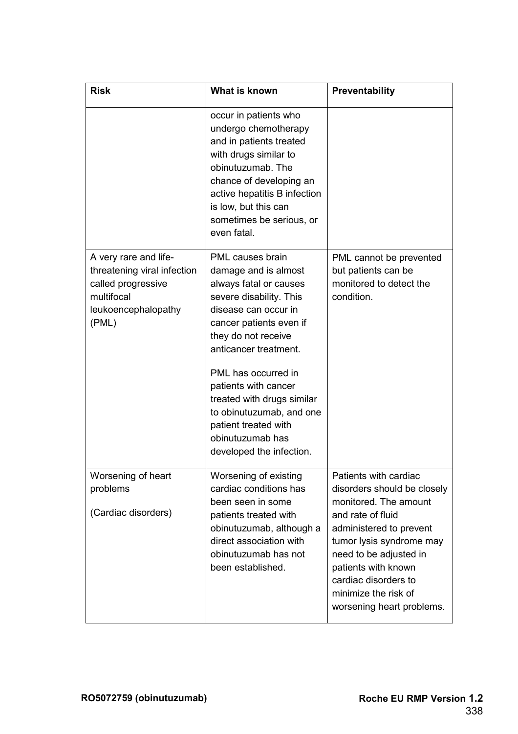| Risk | What is known | Preventability |
|---|---|---|
| | occur in patients who undergo chemotherapy and in patients treated with drugs similar to obinutuzumab. The chance of developing an active hepatitis B infection is low, but this can sometimes be serious, or even fatal. | |
| A very rare and life-threatening viral infection called progressive multifocal leukoencephalopathy (PML) | PML causes brain damage and is almost always fatal or causes severe disability. This disease can occur in cancer patients even if they do not receive anticancer treatment.<br><br>PML has occurred in patients with cancer treated with drugs similar to obinutuzumab, and one patient treated with obinutuzumab has developed the infection. | PML cannot be prevented but patients can be monitored to detect the condition. |
| Worsening of heart problems<br><br>(Cardiac disorders) | Worsening of existing cardiac conditions has been seen in some patients treated with obinutuzumab, although a direct association with obinutuzumab has not been established. | Patients with cardiac disorders should be closely monitored. The amount and rate of fluid administered to prevent tumor lysis syndrome may need to be adjusted in patients with known cardiac disorders to minimize the risk of worsening heart problems. |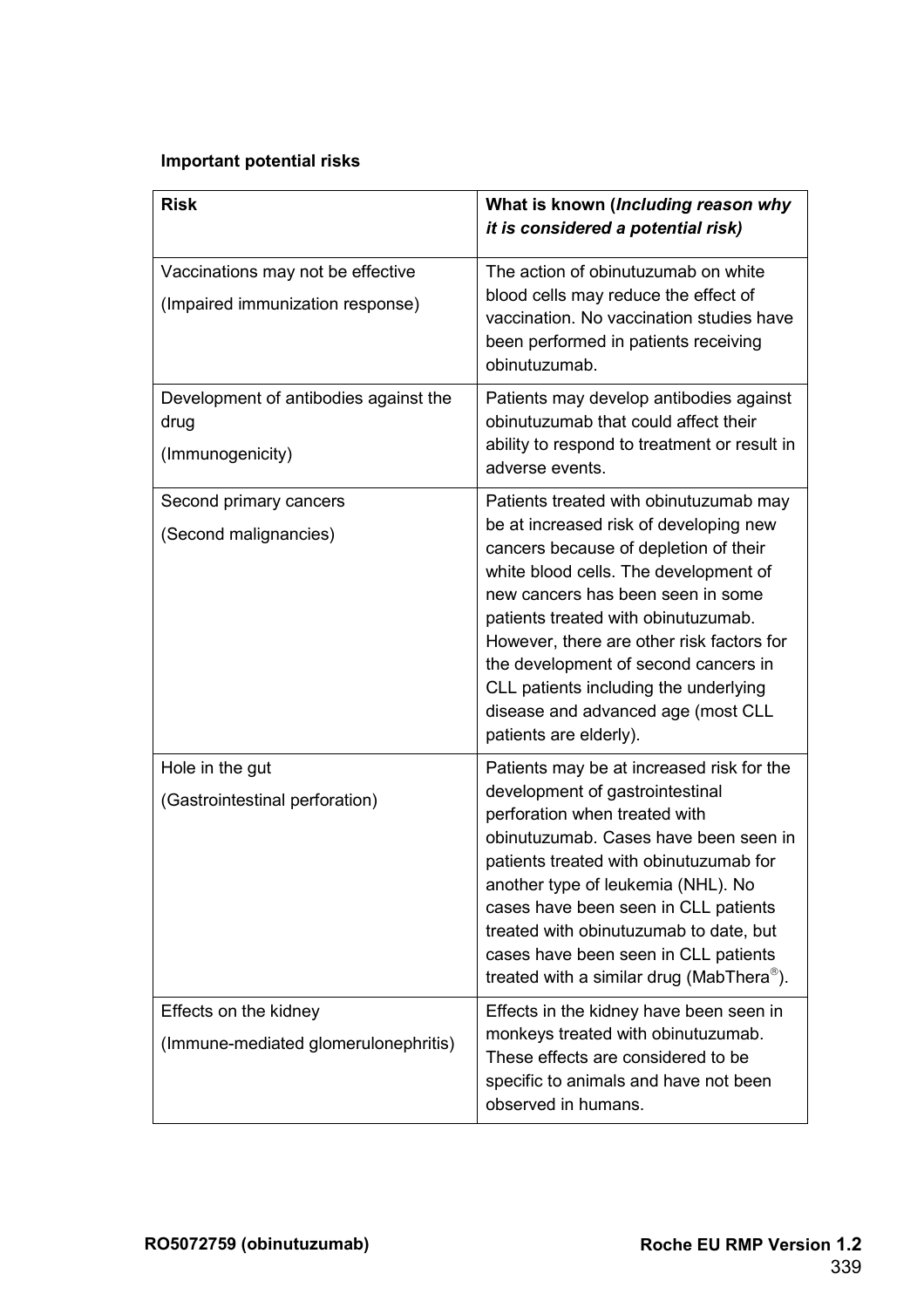**Important potential risks**

| Risk | What is known (*Including reason why it is considered a potential risk)* |
| --- | --- |
| Vaccinations may not be effective<br>(Impaired immunization response) | The action of obinutuzumab on white blood cells may reduce the effect of vaccination. No vaccination studies have been performed in patients receiving obinutuzumab. |
| Development of antibodies against the drug<br>(Immunogenicity) | Patients may develop antibodies against obinutuzumab that could affect their ability to respond to treatment or result in adverse events. |
| Second primary cancers<br>(Second malignancies) | Patients treated with obinutuzumab may be at increased risk of developing new cancers because of depletion of their white blood cells. The development of new cancers has been seen in some patients treated with obinutuzumab. However, there are other risk factors for the development of second cancers in CLL patients including the underlying disease and advanced age (most CLL patients are elderly). |
| Hole in the gut<br>(Gastrointestinal perforation) | Patients may be at increased risk for the development of gastrointestinal perforation when treated with obinutuzumab. Cases have been seen in patients treated with obinutuzumab for another type of leukemia (NHL). No cases have been seen in CLL patients treated with obinutuzumab to date, but cases have been seen in CLL patients treated with a similar drug (MabThera®). |
| Effects on the kidney<br>(Immune-mediated glomerulonephritis) | Effects in the kidney have been seen in monkeys treated with obinutuzumab. These effects are considered to be specific to animals and have not been observed in humans. |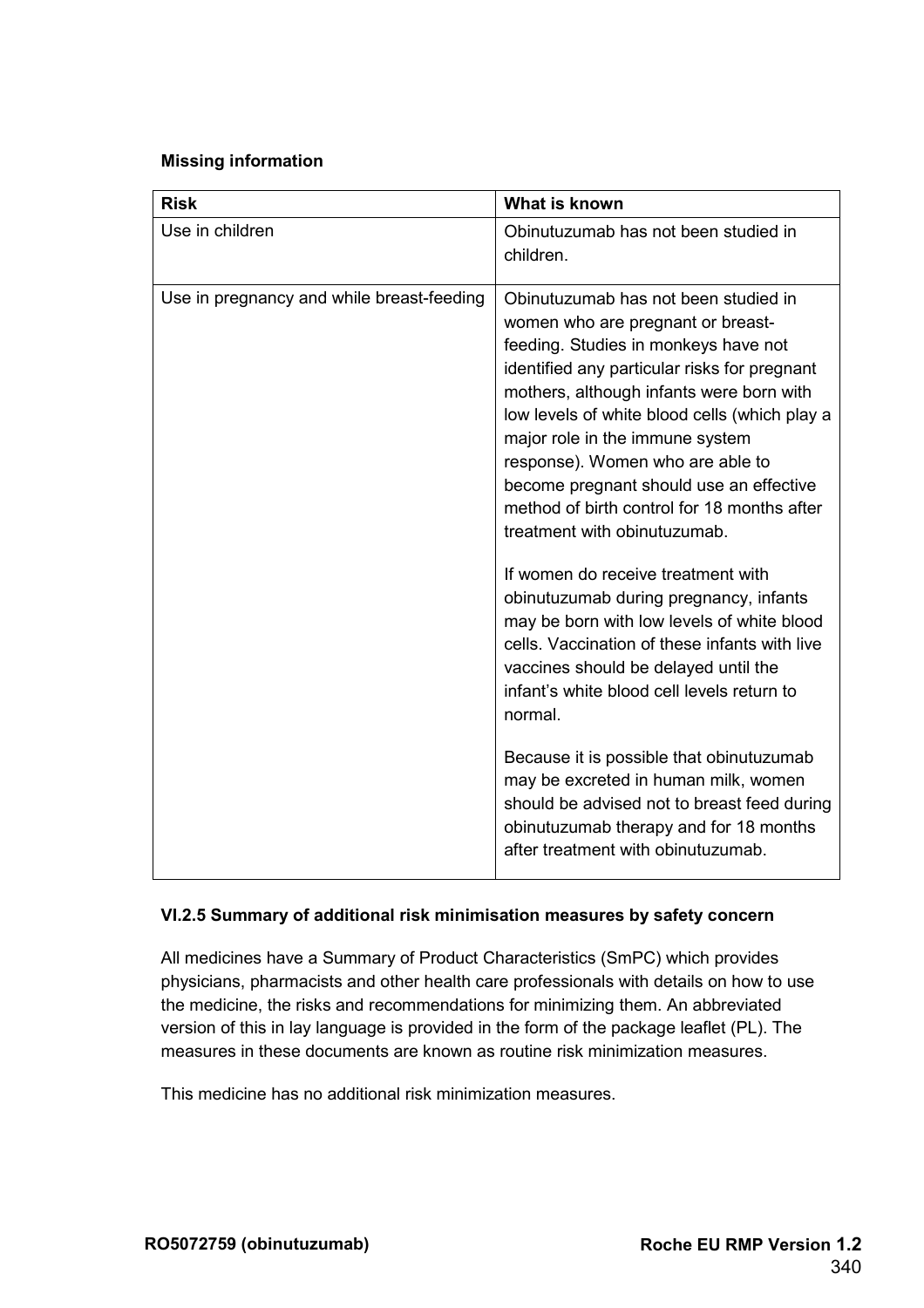**Missing information**

| Risk | What is known |
|---|---|
| Use in children | Obinutuzumab has not been studied in children. |
| Use in pregnancy and while breast-feeding | Obinutuzumab has not been studied in women who are pregnant or breast-feeding. Studies in monkeys have not identified any particular risks for pregnant mothers, although infants were born with low levels of white blood cells (which play a major role in the immune system response). Women who are able to become pregnant should use an effective method of birth control for 18 months after treatment with obinutuzumab.<br><br>If women do receive treatment with obinutuzumab during pregnancy, infants may be born with low levels of white blood cells. Vaccination of these infants with live vaccines should be delayed until the infant's white blood cell levels return to normal.<br><br>Because it is possible that obinutuzumab may be excreted in human milk, women should be advised not to breast feed during obinutuzumab therapy and for 18 months after treatment with obinutuzumab. |

### VI.2.5 Summary of additional risk minimisation measures by safety concern

All medicines have a Summary of Product Characteristics (SmPC) which provides physicians, pharmacists and other health care professionals with details on how to use the medicine, the risks and recommendations for minimizing them. An abbreviated version of this in lay language is provided in the form of the package leaflet (PL). The measures in these documents are known as routine risk minimization measures.

This medicine has no additional risk minimization measures.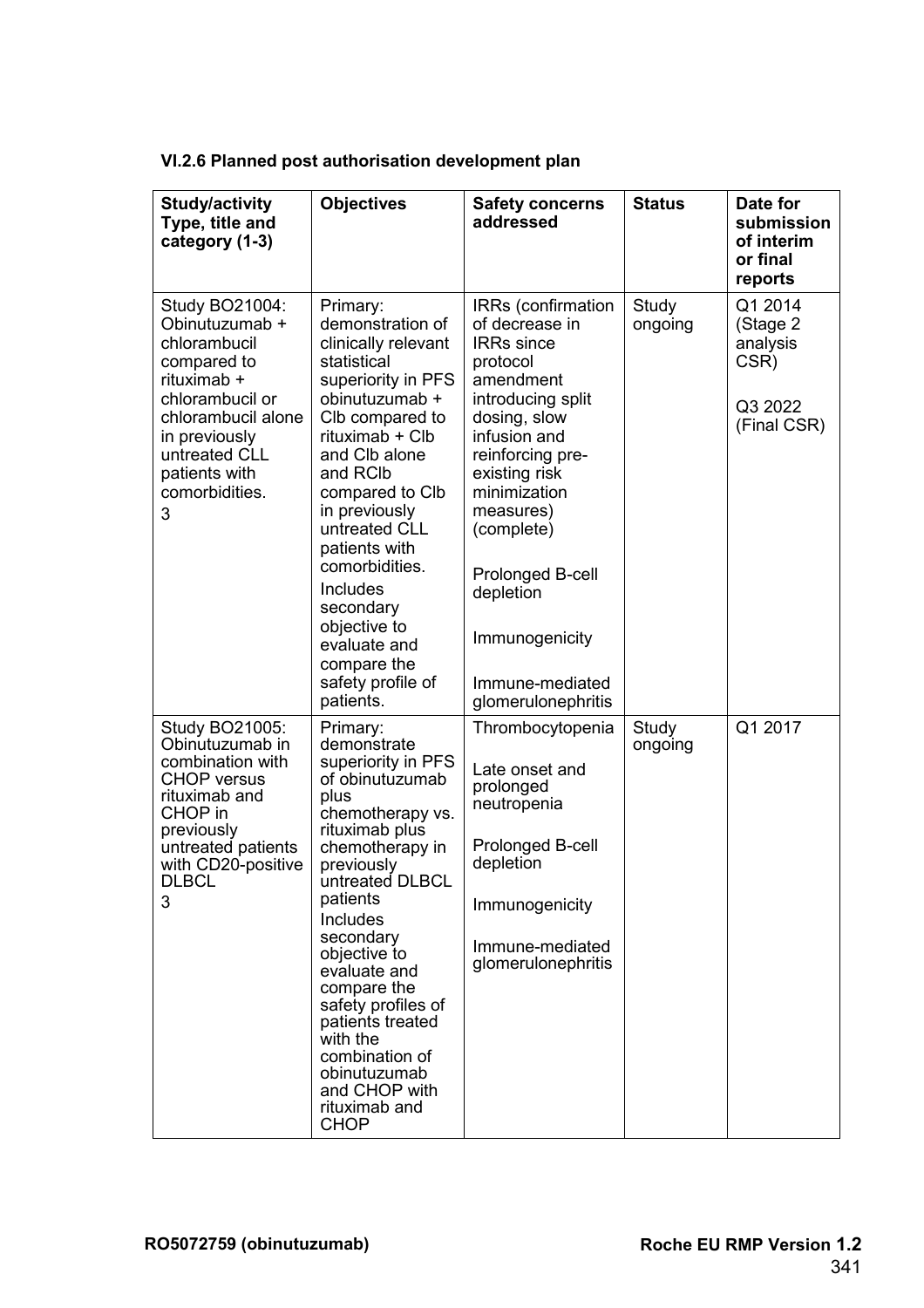### VI.2.6 Planned post authorisation development plan

| Study/activity Type, title and category (1-3) | Objectives | Safety concerns addressed | Status | Date for submission of interim or final reports |
|---|---|---|---|---|
| Study BO21004: Obinutuzumab + chlorambucil compared to rituximab + chlorambucil or chlorambucil alone in previously untreated CLL patients with comorbidities. 3 | Primary: demonstration of clinically relevant statistical superiority in PFS obinutuzumab + Clb compared to rituximab + Clb and Clb alone and RClb compared to Clb in previously untreated CLL patients with comorbidities. Includes secondary objective to evaluate and compare the safety profile of patients. | IRRs (confirmation of decrease in IRRs since protocol amendment introducing split dosing, slow infusion and reinforcing pre-existing risk minimization measures) (complete)<br><br>Prolonged B-cell depletion<br><br>Immunogenicity<br><br>Immune-mediated glomerulonephritis | Study ongoing | Q1 2014 (Stage 2 analysis CSR)<br><br>Q3 2022 (Final CSR) |
| Study BO21005: Obinutuzumab in combination with CHOP versus rituximab and CHOP in previously untreated patients with CD20-positive DLBCL 3 | Primary: demonstrate superiority in PFS of obinutuzumab plus chemotherapy vs. rituximab plus chemotherapy in previously untreated DLBCL patients Includes secondary objective to evaluate and compare the safety profiles of patients treated with the combination of obinutuzumab and CHOP with rituximab and CHOP | Thrombocytopenia<br><br>Late onset and prolonged neutropenia<br><br>Prolonged B-cell depletion<br><br>Immunogenicity<br><br>Immune-mediated glomerulonephritis | Study ongoing | Q1 2017 |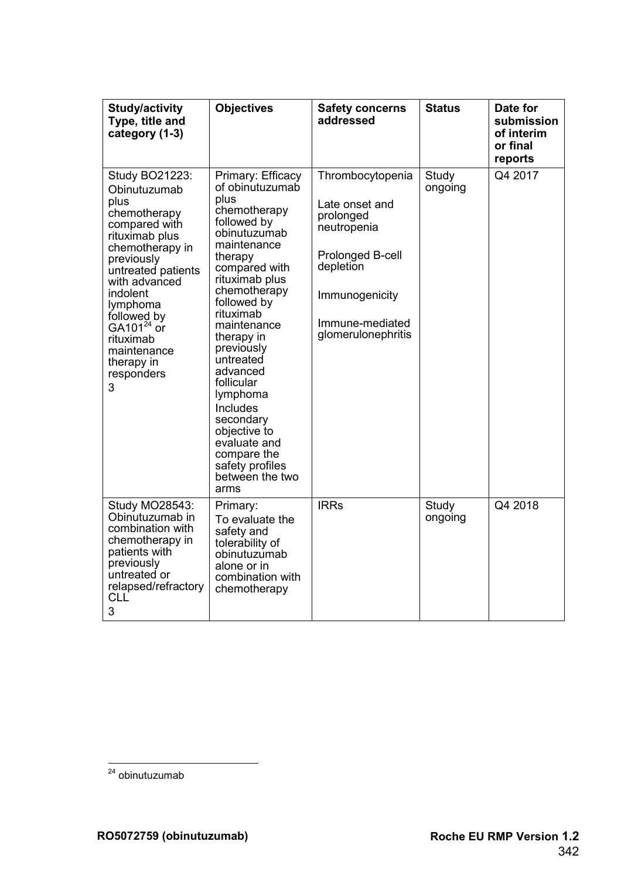| Study/activity Type, title and category (1-3) | Objectives | Safety concerns addressed | Status | Date for submission of interim or final reports |
|---|---|---|---|---|
| Study BO21223: Obinutuzumab plus chemotherapy compared with rituximab plus chemotherapy in previously untreated patients with advanced indolent lymphoma followed by GA101[24] or rituximab maintenance therapy in responders<br>3 | Primary: Efficacy of obinutuzumab plus chemotherapy followed by obinutuzumab maintenance therapy compared with rituximab plus chemotherapy followed by rituximab maintenance therapy in previously untreated advanced follicular lymphoma<br>Includes secondary objective to evaluate and compare the safety profiles between the two arms | Thrombocytopenia<br><br>Late onset and prolonged neutropenia<br><br>Prolonged B-cell depletion<br><br>Immunogenicity<br><br>Immune-mediated glomerulonephritis | Study ongoing | Q4 2017 |
| Study MO28543: Obinutuzumab in combination with chemotherapy in patients with previously untreated or relapsed/refractory CLL<br>3 | Primary:<br>To evaluate the safety and tolerability of obinutuzumab alone or in combination with chemotherapy | IRRs | Study ongoing | Q4 2018 |

[24] obinutuzumab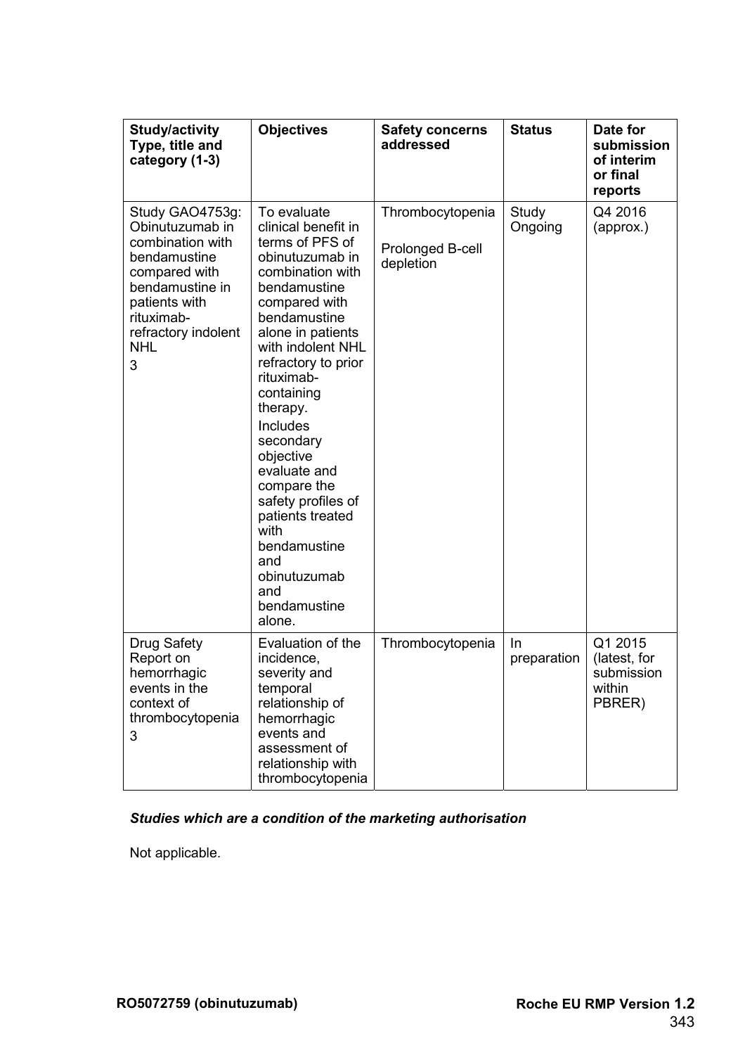| Study/activity Type, title and category (1-3) | Objectives | Safety concerns addressed | Status | Date for submission of interim or final reports |
|---|---|---|---|---|
| Study GAO4753g: Obinutuzumab in combination with bendamustine compared with bendamustine in patients with rituximab-refractory indolent NHL<br>3 | To evaluate clinical benefit in terms of PFS of obinutuzumab in combination with bendamustine compared with bendamustine alone in patients with indolent NHL refractory to prior rituximab-containing therapy.<br>Includes secondary objective evaluate and compare the safety profiles of patients treated with bendamustine and obinutuzumab and bendamustine alone. | Thrombocytopenia<br>Prolonged B-cell depletion | Study Ongoing | Q4 2016 (approx.) |
| Drug Safety Report on hemorrhagic events in the context of thrombocytopenia<br>3 | Evaluation of the incidence, severity and temporal relationship of hemorrhagic events and assessment of relationship with thrombocytopenia | Thrombocytopenia | In preparation | Q1 2015 (latest, for submission within PBRER) |

***Studies which are a condition of the marketing authorisation***

Not applicable.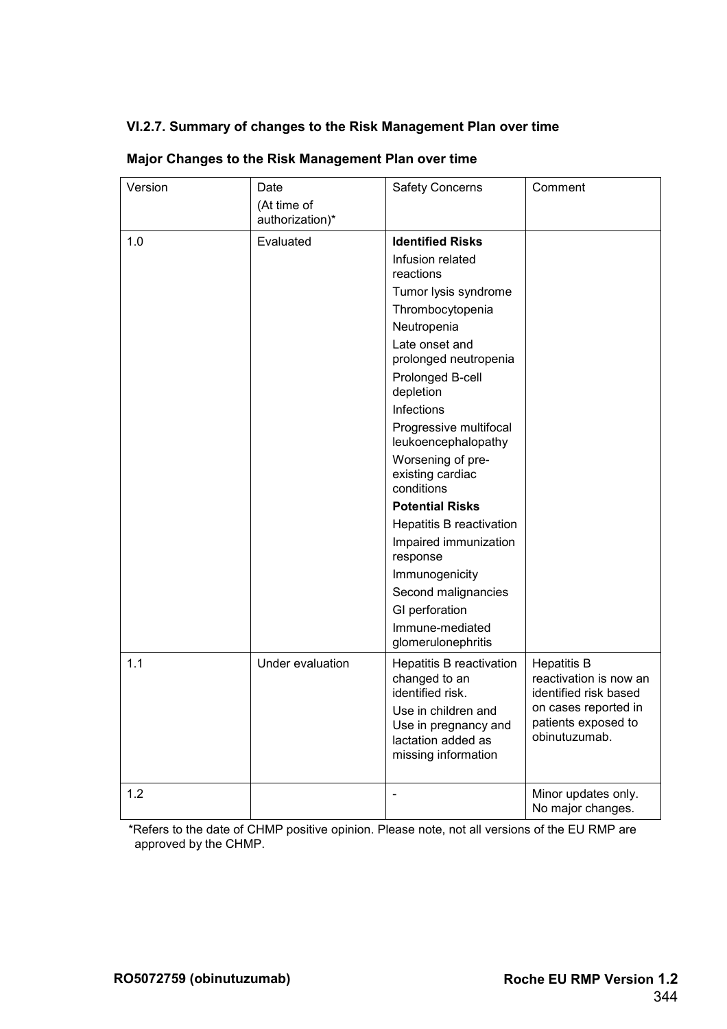### VI.2.7. Summary of changes to the Risk Management Plan over time

**Major Changes to the Risk Management Plan over time**

| Version | Date (At time of authorization)* | Safety Concerns | Comment |
|---|---|---|---|
| 1.0 | Evaluated | **Identified Risks**<br>Infusion related reactions<br>Tumor lysis syndrome<br>Thrombocytopenia<br>Neutropenia<br>Late onset and prolonged neutropenia<br>Prolonged B-cell depletion<br>Infections<br>Progressive multifocal leukoencephalopathy<br>Worsening of pre-existing cardiac conditions<br>**Potential Risks**<br>Hepatitis B reactivation<br>Impaired immunization response<br>Immunogenicity<br>Second malignancies<br>GI perforation<br>Immune-mediated glomerulonephritis | |
| 1.1 | Under evaluation | Hepatitis B reactivation changed to an identified risk.<br>Use in children and Use in pregnancy and lactation added as missing information | Hepatitis B reactivation is now an identified risk based on cases reported in patients exposed to obinutuzumab. |
| 1.2 | | - | Minor updates only. No major changes. |

*Refers to the date of CHMP positive opinion. Please note, not all versions of the EU RMP are approved by the CHMP.